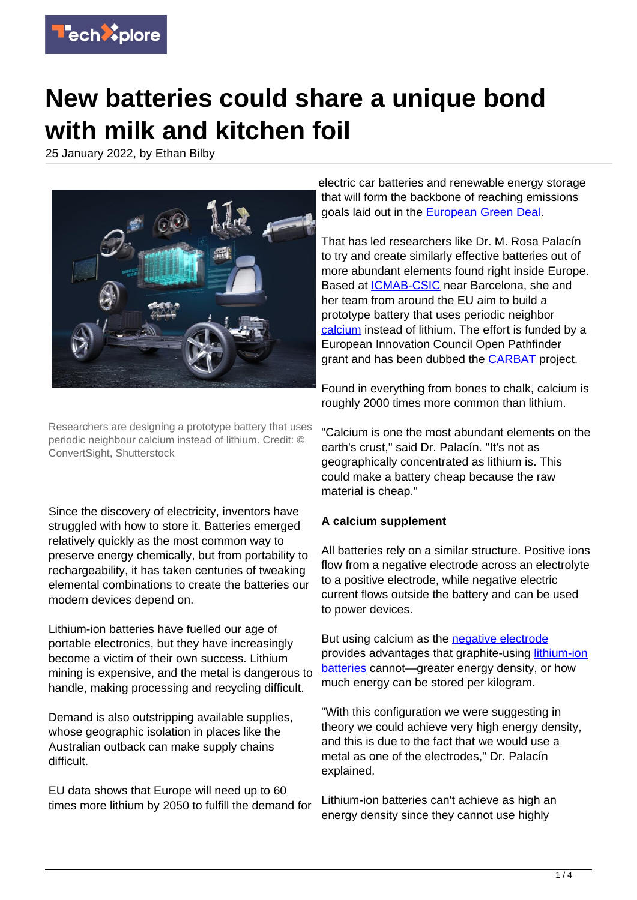# New batteries could share a unique bond with milk and kitchen foil

25 January 2022, by Ethan Bilby

Researchers are designing a prototype battery that uses periodic neighbour calcium instead of lithium. Credit: © ConvertSight, Shutterstock

Since the discovery of electricity, inventors have struggled with how to store it. Batteries emerged relatively quickly as the most common way to preserve energy chemically, but from portability to rechargeability, it has taken centuries of tweaking elemental combinations to create the batteries our modern devices depend on.

Lithium-ion batteries have fuelled our age of portable electronics, but they have increasingly become a victim of their own success. Lithium mining is expensive, and the metal is dangerous to handle, making processing and recycling difficult.

Demand is also outstripping available supplies, whose geographic isolation in places like the Australian outback can make supply chains difficult.

EU data shows that Europe will need up to 60 times more lithium by 2050 to fulfill the demand for electric car batteries and renewable energy storage that will form the backbone of reaching emissions goals laid out in the European Green Deal.

That has led researchers like Dr. M. Rosa Palacín to try and create similarly effective batteries out of more abundant elements found right inside Europe. Based at ICMAB-CSIC near Barcelona, she and her team from around the EU aim to build a prototype battery that uses periodic neighbor calcium instead of lithium. The effort is funded by a European Innovation Council Open Pathfinder grant and has been dubbed the CARBAT project.

Found in everything from bones to chalk, calcium is roughly 2000 times more common than lithium.

"Calcium is one the most abundant elements on the earth's crust," said Dr. Palacín. "It's not as geographically concentrated as lithium is. This could make a battery cheap because the raw material is cheap."

### A calcium supplement

All batteries rely on a similar structure. Positive ions flow from a negative electrode across an electrolyte to a positive electrode, while negative electric current flows outside the battery and can be used to power devices.

But using calcium as the negative electrode provides advantages that graphite-using lithium-ion batteries cannot—greater energy density, or how much energy can be stored per kilogram.

"With this configuration we were suggesting in theory we could achieve very high energy density, and this is due to the fact that we would use a metal as one of the electrodes," Dr. Palacín explained.

Lithium-ion batteries can't achieve as high an energy density since they cannot use highly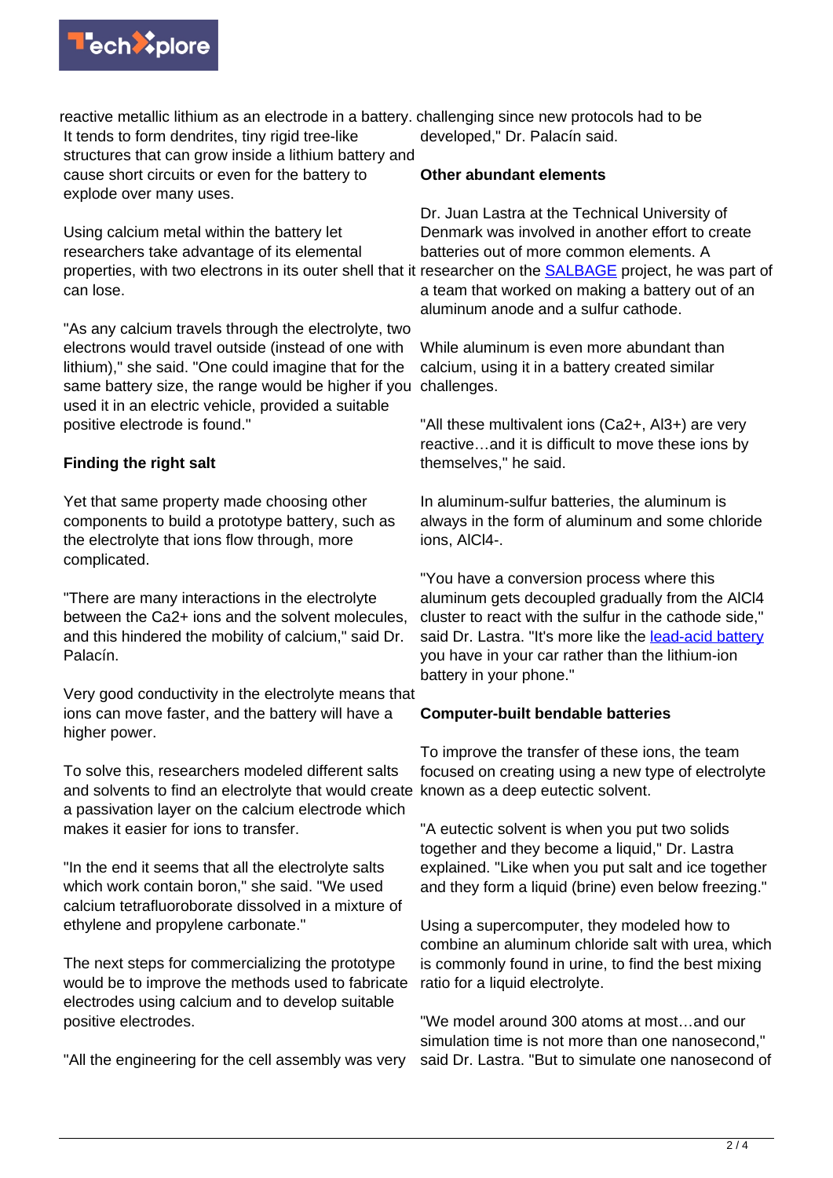reactive metallic lithium as an electrode in a battery. It tends to form dendrites, tiny rigid tree-like structures that can grow inside a lithium battery and cause short circuits or even for the battery to explode over many uses.

Using calcium metal within the battery let researchers take advantage of its elemental properties, with two electrons in its outer shell that it can lose.

"As any calcium travels through the electrolyte, two electrons would travel outside (instead of one with lithium)," she said. "One could imagine that for the same battery size, the range would be higher if you used it in an electric vehicle, provided a suitable positive electrode is found."

**Finding the right salt**

Yet that same property made choosing other components to build a prototype battery, such as the electrolyte that ions flow through, more complicated.

"There are many interactions in the electrolyte between the $Ca^{2+}$ ions and the solvent molecules, and this hindered the mobility of calcium," said Dr. Palacín.

Very good conductivity in the electrolyte means that ions can move faster, and the battery will have a higher power.

To solve this, researchers modeled different salts and solvents to find an electrolyte that would create a passivation layer on the calcium electrode which makes it easier for ions to transfer.

"In the end it seems that all the electrolyte salts which work contain boron," she said. "We used calcium tetrafluoroborate dissolved in a mixture of ethylene and propylene carbonate."

The next steps for commercializing the prototype would be to improve the methods used to fabricate electrodes using calcium and to develop suitable positive electrodes.

"All the engineering for the cell assembly was very challenging since new protocols had to be developed," Dr. Palacín said.

**Other abundant elements**

Dr. Juan Lastra at the Technical University of Denmark was involved in another effort to create batteries out of more common elements. A researcher on the SALBAGE project, he was part of a team that worked on making a battery out of an aluminum anode and a sulfur cathode.

While aluminum is even more abundant than calcium, using it in a battery created similar challenges.

"All these multivalent ions ($Ca^{2+}$, $Al^{3+}$) are very reactive…and it is difficult to move these ions by themselves," he said.

In aluminum-sulfur batteries, the aluminum is always in the form of aluminum and some chloride ions, $AlCl_4^-$.

"You have a conversion process where this aluminum gets decoupled gradually from the $AlCl_4$ cluster to react with the sulfur in the cathode side," said Dr. Lastra. "It's more like the lead-acid battery you have in your car rather than the lithium-ion battery in your phone."

**Computer-built bendable batteries**

To improve the transfer of these ions, the team focused on creating using a new type of electrolyte known as a deep eutectic solvent.

"A eutectic solvent is when you put two solids together and they become a liquid," Dr. Lastra explained. "Like when you put salt and ice together and they form a liquid (brine) even below freezing."

Using a supercomputer, they modeled how to combine an aluminum chloride salt with urea, which is commonly found in urine, to find the best mixing ratio for a liquid electrolyte.

"We model around 300 atoms at most…and our simulation time is not more than one nanosecond," said Dr. Lastra. "But to simulate one nanosecond of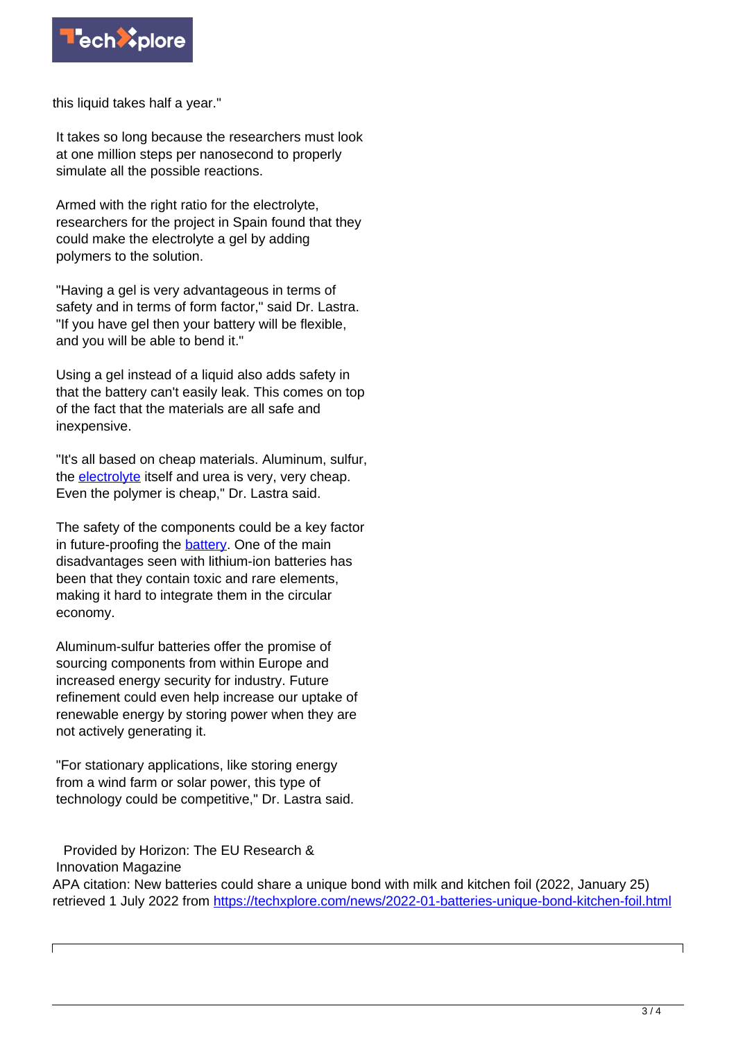this liquid takes half a year."

It takes so long because the researchers must look at one million steps per nanosecond to properly simulate all the possible reactions.

Armed with the right ratio for the electrolyte, researchers for the project in Spain found that they could make the electrolyte a gel by adding polymers to the solution.

"Having a gel is very advantageous in terms of safety and in terms of form factor," said Dr. Lastra. "If you have gel then your battery will be flexible, and you will be able to bend it."

Using a gel instead of a liquid also adds safety in that the battery can't easily leak. This comes on top of the fact that the materials are all safe and inexpensive.

"It's all based on cheap materials. Aluminum, sulfur, the electrolyte itself and urea is very, very cheap. Even the polymer is cheap," Dr. Lastra said.

The safety of the components could be a key factor in future-proofing the battery. One of the main disadvantages seen with lithium-ion batteries has been that they contain toxic and rare elements, making it hard to integrate them in the circular economy.

Aluminum-sulfur batteries offer the promise of sourcing components from within Europe and increased energy security for industry. Future refinement could even help increase our uptake of renewable energy by storing power when they are not actively generating it.

"For stationary applications, like storing energy from a wind farm or solar power, this type of technology could be competitive," Dr. Lastra said.

Provided by Horizon: The EU Research & Innovation Magazine

APA citation: New batteries could share a unique bond with milk and kitchen foil (2022, January 25) retrieved 1 July 2022 from https://techxplore.com/news/2022-01-batteries-unique-bond-kitchen-foil.html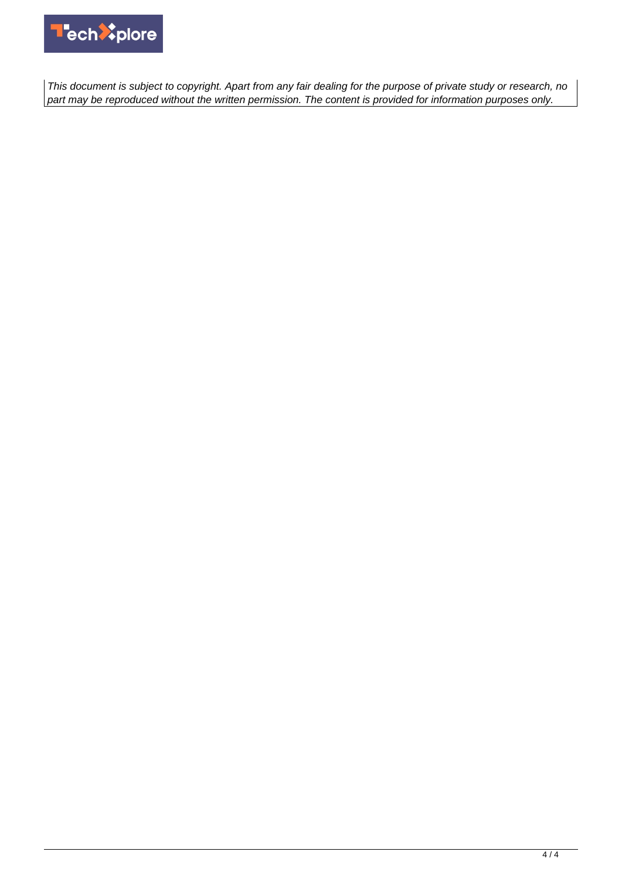*This document is subject to copyright. Apart from any fair dealing for the purpose of private study or research, no part may be reproduced without the written permission. The content is provided for information purposes only.*